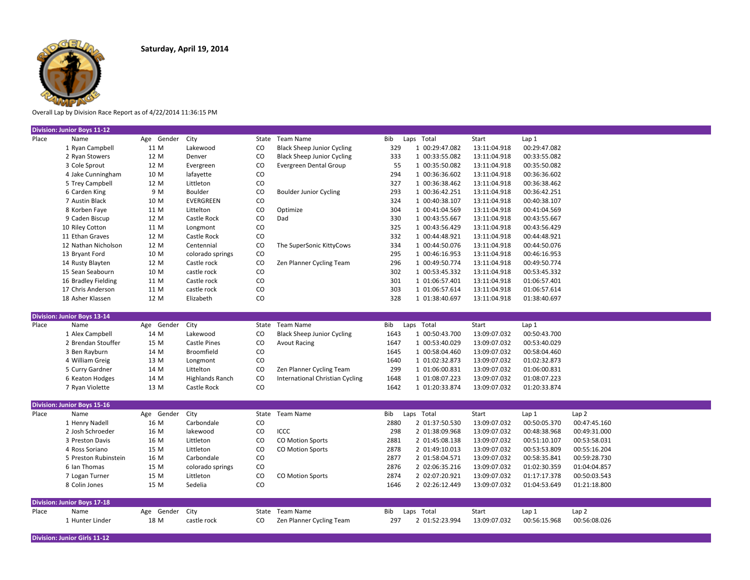**Saturday, April 19, 2014**

Overall Lap by Division Race Report as of 4/22/2014 11:36:15 PM

**Division: Junior Boys 11-12**

| Place | Name | Age | Gender | City | State | Team Name | Bib | Laps | Total | Start | Lap 1 |
|---|---|---|---|---|---|---|---|---|---|---|---|
| 1 | Ryan Campbell | 11 | M | Lakewood | CO | Black Sheep Junior Cycling | 329 | 1 | 00:29:47.082 | 13:11:04.918 | 00:29:47.082 |
| 2 | Ryan Stowers | 12 | M | Denver | CO | Black Sheep Junior Cycling | 333 | 1 | 00:33:55.082 | 13:11:04.918 | 00:33:55.082 |
| 3 | Cole Sprout | 12 | M | Evergreen | CO | Evergreen Dental Group | 55 | 1 | 00:35:50.082 | 13:11:04.918 | 00:35:50.082 |
| 4 | Jake Cunningham | 10 | M | lafayette | CO | | 294 | 1 | 00:36:36.602 | 13:11:04.918 | 00:36:36.602 |
| 5 | Trey Campbell | 12 | M | Littleton | CO | | 327 | 1 | 00:36:38.462 | 13:11:04.918 | 00:36:38.462 |
| 6 | Carden King | 9 | M | Boulder | CO | Boulder Junior Cycling | 293 | 1 | 00:36:42.251 | 13:11:04.918 | 00:36:42.251 |
| 7 | Austin Black | 10 | M | EVERGREEN | CO | | 324 | 1 | 00:40:38.107 | 13:11:04.918 | 00:40:38.107 |
| 8 | Korben Faye | 11 | M | Littelton | CO | Optimize | 304 | 1 | 00:41:04.569 | 13:11:04.918 | 00:41:04.569 |
| 9 | Caden Biscup | 12 | M | Castle Rock | CO | Dad | 330 | 1 | 00:43:55.667 | 13:11:04.918 | 00:43:55.667 |
| 10 | Riley Cotton | 11 | M | Longmont | CO | | 325 | 1 | 00:43:56.429 | 13:11:04.918 | 00:43:56.429 |
| 11 | Ethan Graves | 12 | M | Castle Rock | CO | | 332 | 1 | 00:44:48.921 | 13:11:04.918 | 00:44:48.921 |
| 12 | Nathan Nicholson | 12 | M | Centennial | CO | The SuperSonic KittyCows | 334 | 1 | 00:44:50.076 | 13:11:04.918 | 00:44:50.076 |
| 13 | Bryant Ford | 10 | M | colorado springs | CO | | 295 | 1 | 00:46:16.953 | 13:11:04.918 | 00:46:16.953 |
| 14 | Rusty Blayten | 12 | M | Castle rock | CO | Zen Planner Cycling Team | 296 | 1 | 00:49:50.774 | 13:11:04.918 | 00:49:50.774 |
| 15 | Sean Seabourn | 10 | M | castle rock | CO | | 302 | 1 | 00:53:45.332 | 13:11:04.918 | 00:53:45.332 |
| 16 | Bradley Fielding | 11 | M | Castle rock | CO | | 301 | 1 | 01:06:57.401 | 13:11:04.918 | 01:06:57.401 |
| 17 | Chris Anderson | 11 | M | castle rock | CO | | 303 | 1 | 01:06:57.614 | 13:11:04.918 | 01:06:57.614 |
| 18 | Asher Klassen | 12 | M | Elizabeth | CO | | 328 | 1 | 01:38:40.697 | 13:11:04.918 | 01:38:40.697 |

**Division: Junior Boys 13-14**

| Place | Name | Age | Gender | City | State | Team Name | Bib | Laps | Total | Start | Lap 1 |
|---|---|---|---|---|---|---|---|---|---|---|---|
| 1 | Alex Campbell | 14 | M | Lakewood | CO | Black Sheep Junior Cycling | 1643 | 1 | 00:50:43.700 | 13:09:07.032 | 00:50:43.700 |
| 2 | Brendan Stouffer | 15 | M | Castle Pines | CO | Avout Racing | 1647 | 1 | 00:53:40.029 | 13:09:07.032 | 00:53:40.029 |
| 3 | Ben Rayburn | 14 | M | Broomfield | CO | | 1645 | 1 | 00:58:04.460 | 13:09:07.032 | 00:58:04.460 |
| 4 | William Greig | 13 | M | Longmont | CO | | 1640 | 1 | 01:02:32.873 | 13:09:07.032 | 01:02:32.873 |
| 5 | Curry Gardner | 14 | M | Littelton | CO | Zen Planner Cycling Team | 299 | 1 | 01:06:00.831 | 13:09:07.032 | 01:06:00.831 |
| 6 | Keaton Hodges | 14 | M | Highlands Ranch | CO | International Christian Cycling | 1648 | 1 | 01:08:07.223 | 13:09:07.032 | 01:08:07.223 |
| 7 | Ryan Violette | 13 | M | Castle Rock | CO | | 1642 | 1 | 01:20:33.874 | 13:09:07.032 | 01:20:33.874 |

**Division: Junior Boys 15-16**

| Place | Name | Age | Gender | City | State | Team Name | Bib | Laps | Total | Start | Lap 1 | Lap 2 |
|---|---|---|---|---|---|---|---|---|---|---|---|---|
| 1 | Henry Nadell | 16 | M | Carbondale | CO | | 2880 | 2 | 01:37:50.530 | 13:09:07.032 | 00:50:05.370 | 00:47:45.160 |
| 2 | Josh Schroeder | 16 | M | lakewood | CO | ICCC | 298 | 2 | 01:38:09.968 | 13:09:07.032 | 00:48:38.968 | 00:49:31.000 |
| 3 | Preston Davis | 16 | M | Littleton | CO | CO Motion Sports | 2881 | 2 | 01:45:08.138 | 13:09:07.032 | 00:51:10.107 | 00:53:58.031 |
| 4 | Ross Soriano | 15 | M | Littleton | CO | CO Motion Sports | 2878 | 2 | 01:49:10.013 | 13:09:07.032 | 00:53:53.809 | 00:55:16.204 |
| 5 | Preston Rubinstein | 16 | M | Carbondale | CO | | 2877 | 2 | 01:58:04.571 | 13:09:07.032 | 00:58:35.841 | 00:59:28.730 |
| 6 | Ian Thomas | 15 | M | colorado springs | CO | | 2876 | 2 | 02:06:35.216 | 13:09:07.032 | 01:02:30.359 | 01:04:04.857 |
| 7 | Logan Turner | 15 | M | Littleton | CO | CO Motion Sports | 2874 | 2 | 02:07:20.921 | 13:09:07.032 | 01:17:17.378 | 00:50:03.543 |
| 8 | Colin Jones | 15 | M | Sedelia | CO | | 1646 | 2 | 02:26:12.449 | 13:09:07.032 | 01:04:53.649 | 01:21:18.800 |

**Division: Junior Boys 17-18**

| Place | Name | Age | Gender | City | State | Team Name | Bib | Laps | Total | Start | Lap 1 | Lap 2 |
|---|---|---|---|---|---|---|---|---|---|---|---|---|
| 1 | Hunter Linder | 18 | M | castle rock | CO | Zen Planner Cycling Team | 297 | 2 | 01:52:23.994 | 13:09:07.032 | 00:56:15.968 | 00:56:08.026 |

**Division: Junior Girls 11-12**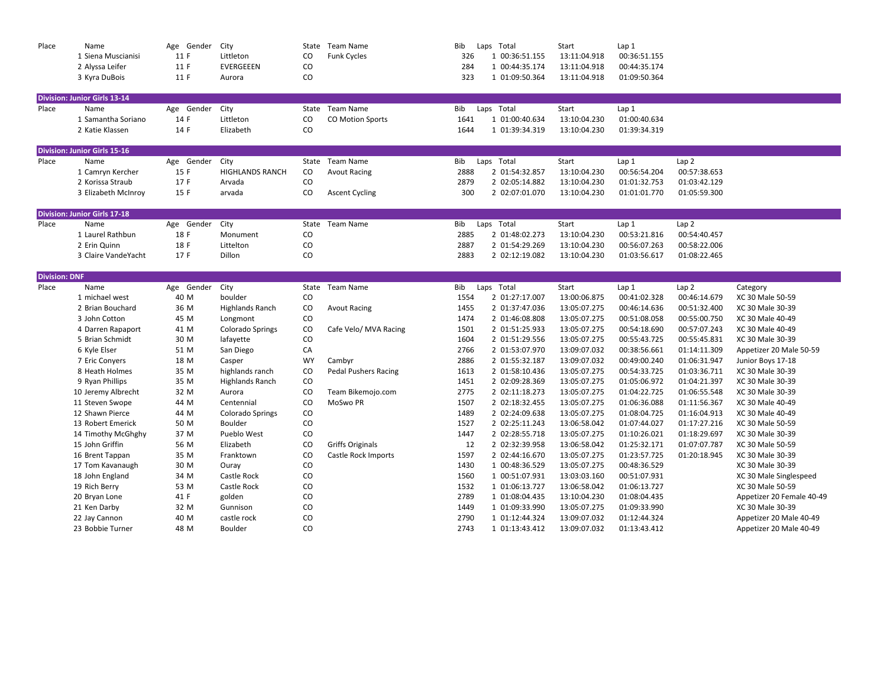| Place | Name | Age | Gender | City | State | Team Name | Bib | Laps | Total | Start | Lap 1 |
|---|---|---|---|---|---|---|---|---|---|---|---|
| 1 | Siena Muscianisi | 11 | F | Littleton | CO | Funk Cycles | 326 | 1 | 00:36:51.155 | 13:11:04.918 | 00:36:51.155 |
| 2 | Alyssa Leifer | 11 | F | EVERGEEEN | CO | | 284 | 1 | 00:44:35.174 | 13:11:04.918 | 00:44:35.174 |
| 3 | Kyra DuBois | 11 | F | Aurora | CO | | 323 | 1 | 01:09:50.364 | 13:11:04.918 | 01:09:50.364 |

## Division: Junior Girls 13-14

| Place | Name | Age | Gender | City | State | Team Name | Bib | Laps | Total | Start | Lap 1 |
|---|---|---|---|---|---|---|---|---|---|---|---|
| 1 | Samantha Soriano | 14 | F | Littleton | CO | CO Motion Sports | 1641 | 1 | 01:00:40.634 | 13:10:04.230 | 01:00:40.634 |
| 2 | Katie Klassen | 14 | F | Elizabeth | CO | | 1644 | 1 | 01:39:34.319 | 13:10:04.230 | 01:39:34.319 |

## Division: Junior Girls 15-16

| Place | Name | Age | Gender | City | State | Team Name | Bib | Laps | Total | Start | Lap 1 | Lap 2 |
|---|---|---|---|---|---|---|---|---|---|---|---|---|
| 1 | Camryn Kercher | 15 | F | HIGHLANDS RANCH | CO | Avout Racing | 2888 | 2 | 01:54:32.857 | 13:10:04.230 | 00:56:54.204 | 00:57:38.653 |
| 2 | Korissa Straub | 17 | F | Arvada | CO | | 2879 | 2 | 02:05:14.882 | 13:10:04.230 | 01:01:32.753 | 01:03:42.129 |
| 3 | Elizabeth McInroy | 15 | F | arvada | CO | Ascent Cycling | 300 | 2 | 02:07:01.070 | 13:10:04.230 | 01:01:01.770 | 01:05:59.300 |

## Division: Junior Girls 17-18

| Place | Name | Age | Gender | City | State | Team Name | Bib | Laps | Total | Start | Lap 1 | Lap 2 |
|---|---|---|---|---|---|---|---|---|---|---|---|---|
| 1 | Laurel Rathbun | 18 | F | Monument | CO | | 2885 | 2 | 01:48:02.273 | 13:10:04.230 | 00:53:21.816 | 00:54:40.457 |
| 2 | Erin Quinn | 18 | F | Littelton | CO | | 2887 | 2 | 01:54:29.269 | 13:10:04.230 | 00:56:07.263 | 00:58:22.006 |
| 3 | Claire VandeYacht | 17 | F | Dillon | CO | | 2883 | 2 | 02:12:19.082 | 13:10:04.230 | 01:03:56.617 | 01:08:22.465 |

## Division: DNF

| Place | Name | Age | Gender | City | State | Team Name | Bib | Laps | Total | Start | Lap 1 | Lap 2 | Category |
|---|---|---|---|---|---|---|---|---|---|---|---|---|---|
| 1 | michael west | 40 | M | boulder | CO | | 1554 | 2 | 01:27:17.007 | 13:00:06.875 | 00:41:02.328 | 00:46:14.679 | XC 30 Male 50-59 |
| 2 | Brian Bouchard | 36 | M | Highlands Ranch | CO | Avout Racing | 1455 | 2 | 01:37:47.036 | 13:05:07.275 | 00:46:14.636 | 00:51:32.400 | XC 30 Male 30-39 |
| 3 | John Cotton | 45 | M | Longmont | CO | | 1474 | 2 | 01:46:08.808 | 13:05:07.275 | 00:51:08.058 | 00:55:00.750 | XC 30 Male 40-49 |
| 4 | Darren Rapaport | 41 | M | Colorado Springs | CO | Cafe Velo/ MVA Racing | 1501 | 2 | 01:51:25.933 | 13:05:07.275 | 00:54:18.690 | 00:57:07.243 | XC 30 Male 40-49 |
| 5 | Brian Schmidt | 30 | M | lafayette | CO | | 1604 | 2 | 01:51:29.556 | 13:05:07.275 | 00:55:43.725 | 00:55:45.831 | XC 30 Male 30-39 |
| 6 | Kyle Elser | 51 | M | San Diego | CA | | 2766 | 2 | 01:53:07.970 | 13:09:07.032 | 00:38:56.661 | 01:14:11.309 | Appetizer 20 Male 50-59 |
| 7 | Eric Conyers | 18 | M | Casper | WY | Cambyr | 2886 | 2 | 01:55:32.187 | 13:09:07.032 | 00:49:00.240 | 01:06:31.947 | Junior Boys 17-18 |
| 8 | Heath Holmes | 35 | M | highlands ranch | CO | Pedal Pushers Racing | 1613 | 2 | 01:58:10.436 | 13:05:07.275 | 00:54:33.725 | 01:03:36.711 | XC 30 Male 30-39 |
| 9 | Ryan Phillips | 35 | M | Highlands Ranch | CO | | 1451 | 2 | 02:09:28.369 | 13:05:07.275 | 01:05:06.972 | 01:04:21.397 | XC 30 Male 30-39 |
| 10 | Jeremy Albrecht | 32 | M | Aurora | CO | Team Bikemojo.com | 2775 | 2 | 02:11:18.273 | 13:05:07.275 | 01:04:22.725 | 01:06:55.548 | XC 30 Male 30-39 |
| 11 | Steven Swope | 44 | M | Centennial | CO | MoSwo PR | 1507 | 2 | 02:18:32.455 | 13:05:07.275 | 01:06:36.088 | 01:11:56.367 | XC 30 Male 40-49 |
| 12 | Shawn Pierce | 44 | M | Colorado Springs | CO | | 1489 | 2 | 02:24:09.638 | 13:05:07.275 | 01:08:04.725 | 01:16:04.913 | XC 30 Male 40-49 |
| 13 | Robert Emerick | 50 | M | Boulder | CO | | 1527 | 2 | 02:25:11.243 | 13:06:58.042 | 01:07:44.027 | 01:17:27.216 | XC 30 Male 50-59 |
| 14 | Timothy McGhghy | 37 | M | Pueblo West | CO | | 1447 | 2 | 02:28:55.718 | 13:05:07.275 | 01:10:26.021 | 01:18:29.697 | XC 30 Male 30-39 |
| 15 | John Griffin | 56 | M | Elizabeth | CO | Griffs Originals | 12 | 2 | 02:32:39.958 | 13:06:58.042 | 01:25:32.171 | 01:07:07.787 | XC 30 Male 50-59 |
| 16 | Brent Tappan | 35 | M | Franktown | CO | Castle Rock Imports | 1597 | 2 | 02:44:16.670 | 13:05:07.275 | 01:23:57.725 | 01:20:18.945 | XC 30 Male 30-39 |
| 17 | Tom Kavanaugh | 30 | M | Ouray | CO | | 1430 | 1 | 00:48:36.529 | 13:05:07.275 | 00:48:36.529 | | XC 30 Male 30-39 |
| 18 | John England | 34 | M | Castle Rock | CO | | 1560 | 1 | 00:51:07.931 | 13:03:03.160 | 00:51:07.931 | | XC 30 Male Singlespeed |
| 19 | Rich Berry | 53 | M | Castle Rock | CO | | 1532 | 1 | 01:06:13.727 | 13:06:58.042 | 01:06:13.727 | | XC 30 Male 50-59 |
| 20 | Bryan Lone | 41 | F | golden | CO | | 2789 | 1 | 01:08:04.435 | 13:10:04.230 | 01:08:04.435 | | Appetizer 20 Female 40-49 |
| 21 | Ken Darby | 32 | M | Gunnison | CO | | 1449 | 1 | 01:09:33.990 | 13:05:07.275 | 01:09:33.990 | | XC 30 Male 30-39 |
| 22 | Jay Cannon | 40 | M | castle rock | CO | | 2790 | 1 | 01:12:44.324 | 13:09:07.032 | 01:12:44.324 | | Appetizer 20 Male 40-49 |
| 23 | Bobbie Turner | 48 | M | Boulder | CO | | 2743 | 1 | 01:13:43.412 | 13:09:07.032 | 01:13:43.412 | | Appetizer 20 Male 40-49 |